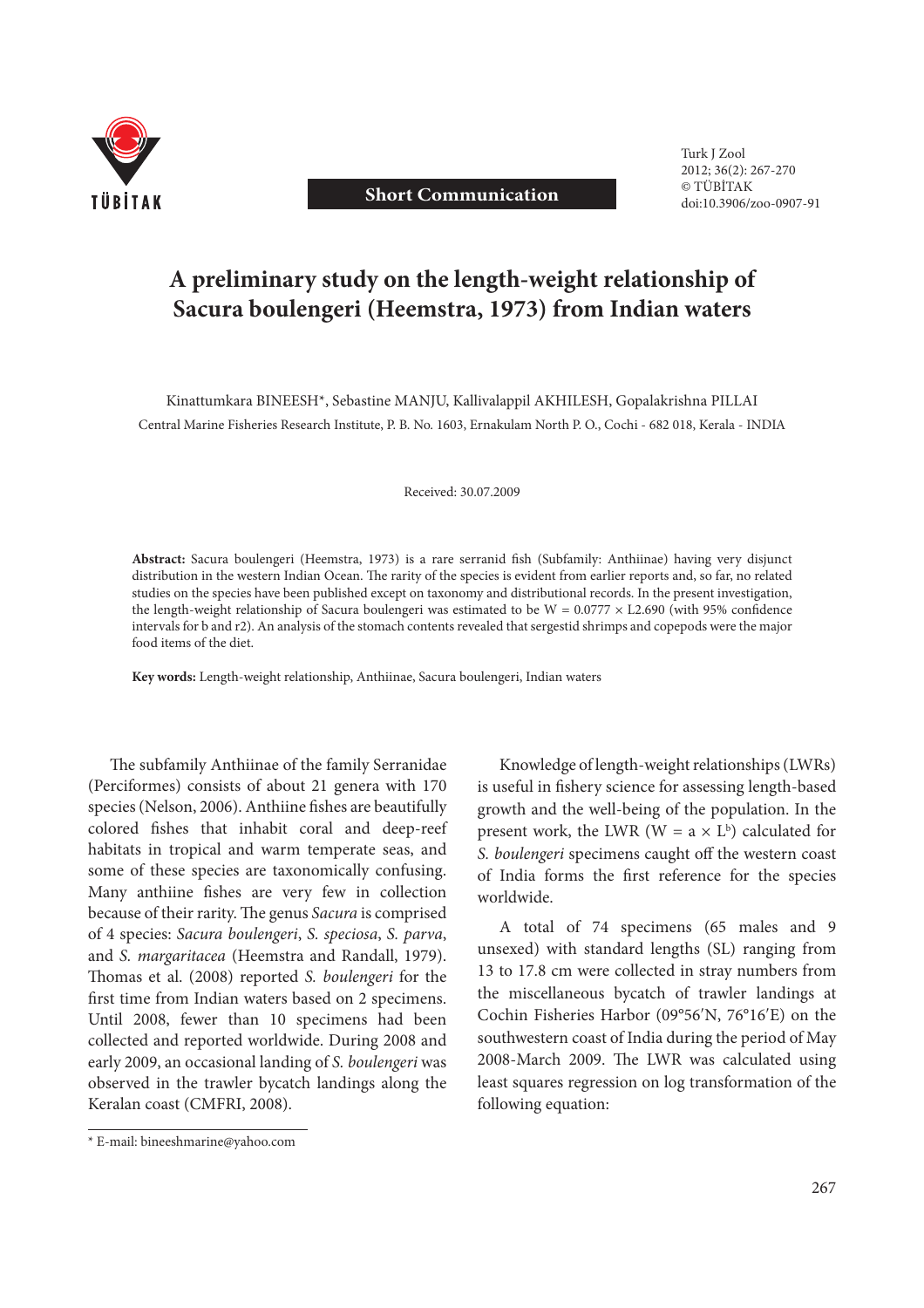Short Communication

# A preliminary study on the length-weight relationship of Sacura boulengeri (Heemstra, 1973) from Indian waters

Kinattumkara BINEESH*, Sebastine MANJU, Kallivalappil AKHILESH, Gopalakrishna PILLAI

Central Marine Fisheries Research Institute, P. B. No. 1603, Ernakulam North P. O., Cochi - 682 018, Kerala - INDIA

Received: 30.07.2009

**Abstract:** Sacura boulengeri (Heemstra, 1973) is a rare serranid fish (Subfamily: Anthiinae) having very disjunct distribution in the western Indian Ocean. The rarity of the species is evident from earlier reports and, so far, no related studies on the species have been published except on taxonomy and distributional records. In the present investigation, the length-weight relationship of Sacura boulengeri was estimated to be W = 0.0777 × L2.690 (with 95% confidence intervals for b and r2). An analysis of the stomach contents revealed that sergestid shrimps and copepods were the major food items of the diet.

**Key words:** Length-weight relationship, Anthiinae, Sacura boulengeri, Indian waters

The subfamily Anthiinae of the family Serranidae (Perciformes) consists of about 21 genera with 170 species (Nelson, 2006). Anthiine fishes are beautifully colored fishes that inhabit coral and deep-reef habitats in tropical and warm temperate seas, and some of these species are taxonomically confusing. Many anthiine fishes are very few in collection because of their rarity. The genus *Sacura* is comprised of 4 species: *Sacura boulengeri*, *S. speciosa*, *S. parva*, and *S. margaritacea* (Heemstra and Randall, 1979). Thomas et al. (2008) reported *S. boulengeri* for the first time from Indian waters based on 2 specimens. Until 2008, fewer than 10 specimens had been collected and reported worldwide. During 2008 and early 2009, an occasional landing of *S. boulengeri* was observed in the trawler bycatch landings along the Keralan coast (CMFRI, 2008).

Knowledge of length-weight relationships (LWRs) is useful in fishery science for assessing length-based growth and the well-being of the population. In the present work, the LWR ($W = a \times L^b$) calculated for *S. boulengeri* specimens caught off the western coast of India forms the first reference for the species worldwide.

A total of 74 specimens (65 males and 9 unsexed) with standard lengths (SL) ranging from 13 to 17.8 cm were collected in stray numbers from the miscellaneous bycatch of trawler landings at Cochin Fisheries Harbor (09°56′N, 76°16′E) on the southwestern coast of India during the period of May 2008-March 2009. The LWR was calculated using least squares regression on log transformation of the following equation:

\* E-mail: bineeshmarine@yahoo.com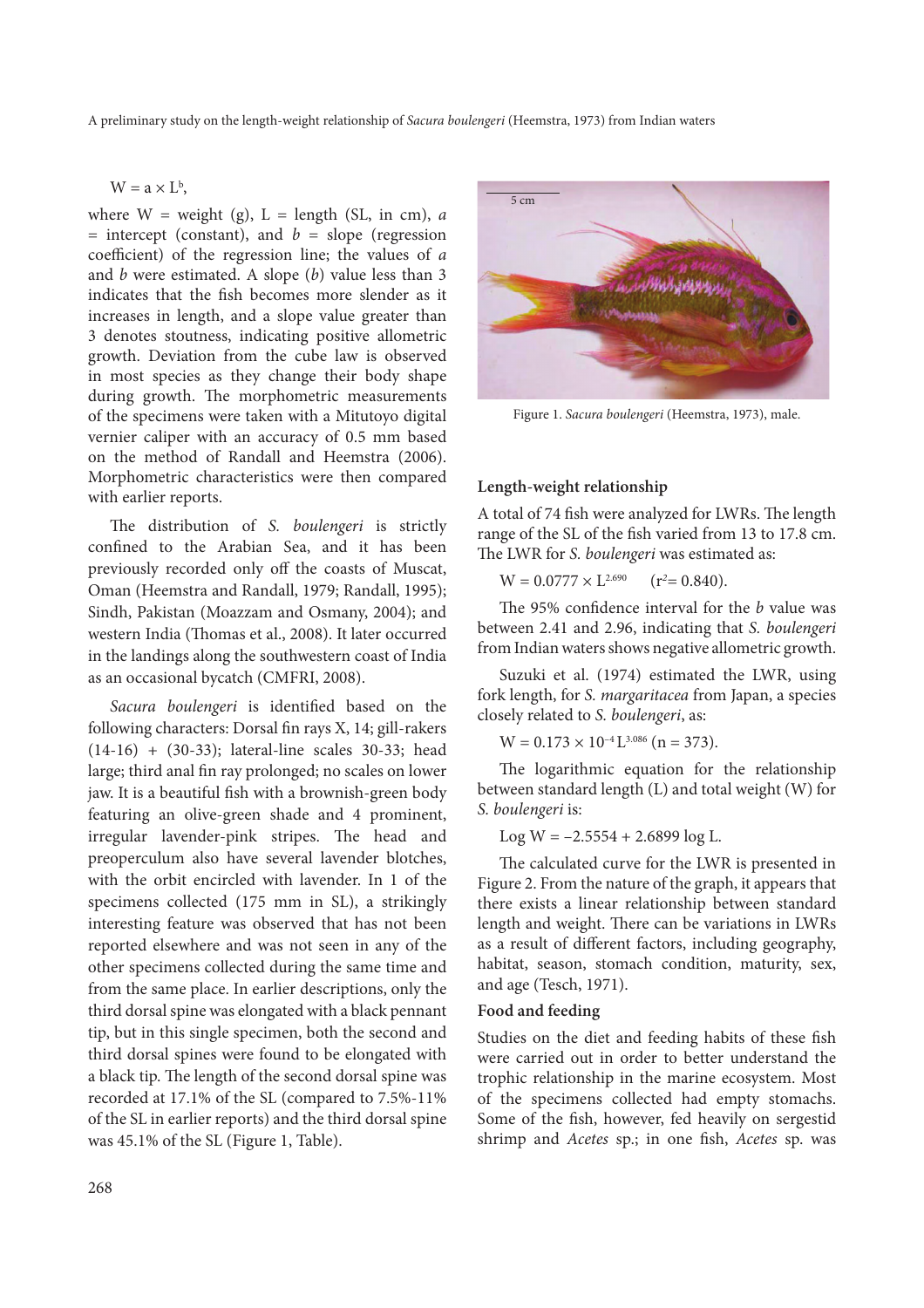$$W = a \times L^b,$$

where W = weight (g), L = length (SL, in cm), *a* = intercept (constant), and *b* = slope (regression coefficient) of the regression line; the values of *a* and *b* were estimated. A slope (*b*) value less than 3 indicates that the fish becomes more slender as it increases in length, and a slope value greater than 3 denotes stoutness, indicating positive allometric growth. Deviation from the cube law is observed in most species as they change their body shape during growth. The morphometric measurements of the specimens were taken with a Mitutoyo digital vernier caliper with an accuracy of 0.5 mm based on the method of Randall and Heemstra (2006). Morphometric characteristics were then compared with earlier reports.

The distribution of *S. boulengeri* is strictly confined to the Arabian Sea, and it has been previously recorded only off the coasts of Muscat, Oman (Heemstra and Randall, 1979; Randall, 1995); Sindh, Pakistan (Moazzam and Osmany, 2004); and western India (Thomas et al., 2008). It later occurred in the landings along the southwestern coast of India as an occasional bycatch (CMFRI, 2008).

*Sacura boulengeri* is identified based on the following characters: Dorsal fin rays X, 14; gill-rakers (14-16) + (30-33); lateral-line scales 30-33; head large; third anal fin ray prolonged; no scales on lower jaw. It is a beautiful fish with a brownish-green body featuring an olive-green shade and 4 prominent, irregular lavender-pink stripes. The head and preoperculum also have several lavender blotches, with the orbit encircled with lavender. In 1 of the specimens collected (175 mm in SL), a strikingly interesting feature was observed that has not been reported elsewhere and was not seen in any of the other specimens collected during the same time and from the same place. In earlier descriptions, only the third dorsal spine was elongated with a black pennant tip, but in this single specimen, both the second and third dorsal spines were found to be elongated with a black tip. The length of the second dorsal spine was recorded at 17.1% of the SL (compared to 7.5%-11% of the SL in earlier reports) and the third dorsal spine was 45.1% of the SL (Figure 1, Table).

Figure 1. *Sacura boulengeri* (Heemstra, 1973), male.

### Length-weight relationship

A total of 74 fish were analyzed for LWRs. The length range of the SL of the fish varied from 13 to 17.8 cm. The LWR for *S. boulengeri* was estimated as:

$$W = 0.0777 \times L^{2.690} \quad (r^2 = 0.840).$$

The 95% confidence interval for the *b* value was between 2.41 and 2.96, indicating that *S. boulengeri* from Indian waters shows negative allometric growth.

Suzuki et al. (1974) estimated the LWR, using fork length, for *S. margaritacea* from Japan, a species closely related to *S. boulengeri*, as:

$$W = 0.173 \times 10^{-4} L^{3.086} \ (n = 373).$$

The logarithmic equation for the relationship between standard length (L) and total weight (W) for *S. boulengeri* is:

$$\text{Log } W = -2.5554 + 2.6899 \log L.$$

The calculated curve for the LWR is presented in Figure 2. From the nature of the graph, it appears that there exists a linear relationship between standard length and weight. There can be variations in LWRs as a result of different factors, including geography, habitat, season, stomach condition, maturity, sex, and age (Tesch, 1971).

### Food and feeding

Studies on the diet and feeding habits of these fish were carried out in order to better understand the trophic relationship in the marine ecosystem. Most of the specimens collected had empty stomachs. Some of the fish, however, fed heavily on sergestid shrimp and *Acetes* sp.; in one fish, *Acetes* sp. was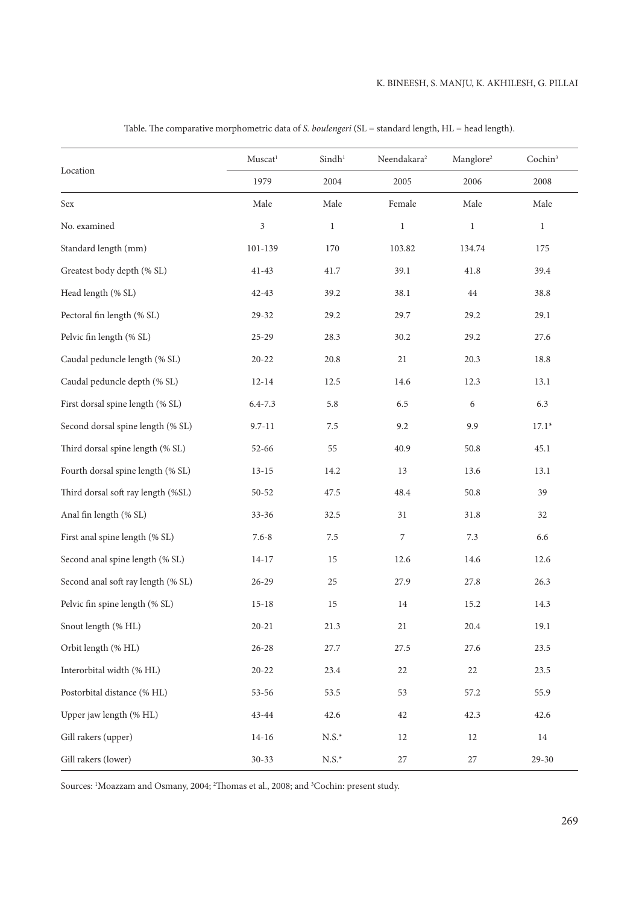Table. The comparative morphometric data of *S. boulengeri* (SL = standard length, HL = head length).

| Location | Muscat[1] | Sindh[1] | Neendakara[2] | Manglore[2] | Cochin[3] |
|---|---|---|---|---|---|
| | 1979 | 2004 | 2005 | 2006 | 2008 |
| Sex | Male | Male | Female | Male | Male |
| No. examined | 3 | 1 | 1 | 1 | 1 |
| Standard length (mm) | 101-139 | 170 | 103.82 | 134.74 | 175 |
| Greatest body depth (% SL) | 41-43 | 41.7 | 39.1 | 41.8 | 39.4 |
| Head length (% SL) | 42-43 | 39.2 | 38.1 | 44 | 38.8 |
| Pectoral fin length (% SL) | 29-32 | 29.2 | 29.7 | 29.2 | 29.1 |
| Pelvic fin length (% SL) | 25-29 | 28.3 | 30.2 | 29.2 | 27.6 |
| Caudal peduncle length (% SL) | 20-22 | 20.8 | 21 | 20.3 | 18.8 |
| Caudal peduncle depth (% SL) | 12-14 | 12.5 | 14.6 | 12.3 | 13.1 |
| First dorsal spine length (% SL) | 6.4-7.3 | 5.8 | 6.5 | 6 | 6.3 |
| Second dorsal spine length (% SL) | 9.7-11 | 7.5 | 9.2 | 9.9 | 17.1* |
| Third dorsal spine length (% SL) | 52-66 | 55 | 40.9 | 50.8 | 45.1 |
| Fourth dorsal spine length (% SL) | 13-15 | 14.2 | 13 | 13.6 | 13.1 |
| Third dorsal soft ray length (%SL) | 50-52 | 47.5 | 48.4 | 50.8 | 39 |
| Anal fin length (% SL) | 33-36 | 32.5 | 31 | 31.8 | 32 |
| First anal spine length (% SL) | 7.6-8 | 7.5 | 7 | 7.3 | 6.6 |
| Second anal spine length (% SL) | 14-17 | 15 | 12.6 | 14.6 | 12.6 |
| Second anal soft ray length (% SL) | 26-29 | 25 | 27.9 | 27.8 | 26.3 |
| Pelvic fin spine length (% SL) | 15-18 | 15 | 14 | 15.2 | 14.3 |
| Snout length (% HL) | 20-21 | 21.3 | 21 | 20.4 | 19.1 |
| Orbit length (% HL) | 26-28 | 27.7 | 27.5 | 27.6 | 23.5 |
| Interorbital width (% HL) | 20-22 | 23.4 | 22 | 22 | 23.5 |
| Postorbital distance (% HL) | 53-56 | 53.5 | 53 | 57.2 | 55.9 |
| Upper jaw length (% HL) | 43-44 | 42.6 | 42 | 42.3 | 42.6 |
| Gill rakers (upper) | 14-16 | N.S.* | 12 | 12 | 14 |
| Gill rakers (lower) | 30-33 | N.S.* | 27 | 27 | 29-30 |

Sources: [1]Moazzam and Osmany, 2004; [2]Thomas et al., 2008; and [3]Cochin: present study.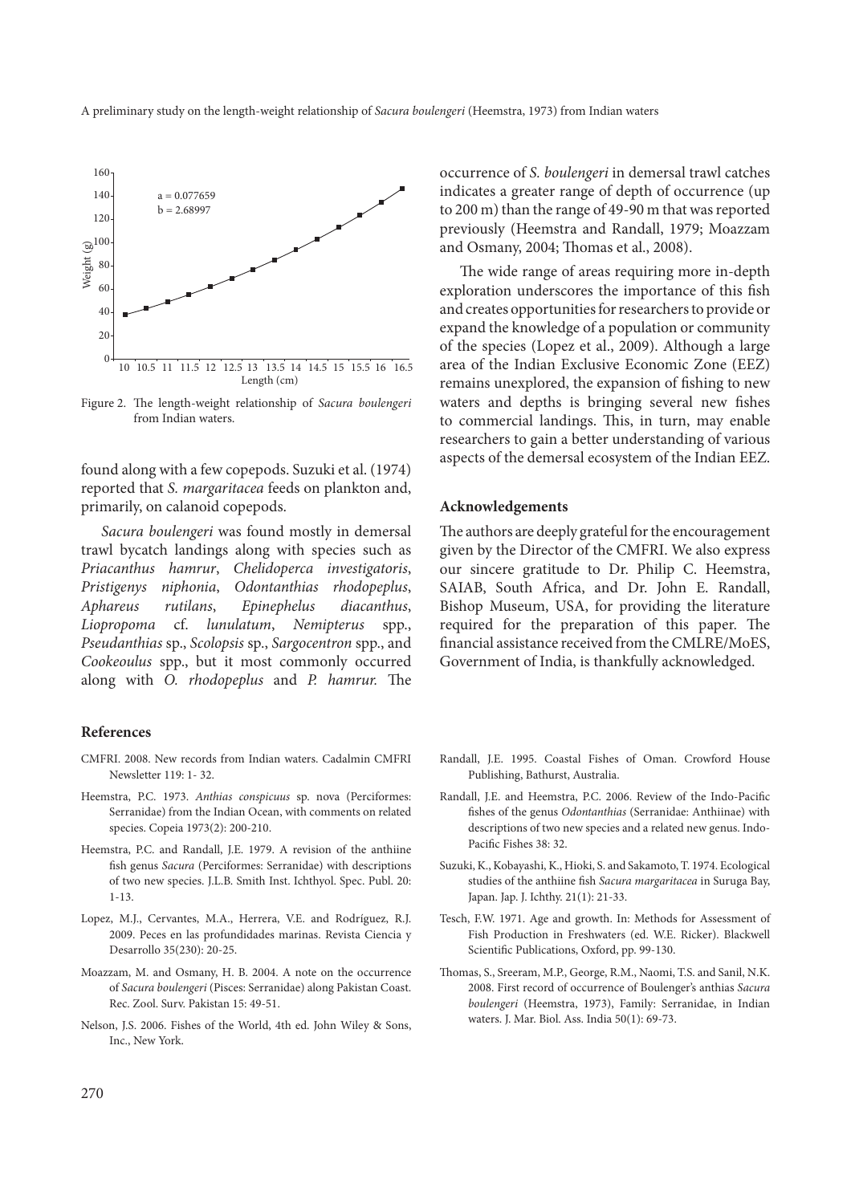160
140
120
100
80
60
40
20
0

a = 0.077659
b = 2.68997

Weight (g)

10 10.5 11 11.5 12 12.5 13 13.5 14 14.5 15 15.5 16 16.5

Length (cm)

Figure 2. The length-weight relationship of *Sacura boulengeri* from Indian waters.

found along with a few copepods. Suzuki et al. (1974) reported that *S. margaritacea* feeds on plankton and, primarily, on calanoid copepods.

*Sacura boulengeri* was found mostly in demersal trawl bycatch landings along with species such as *Priacanthus hamrur*, *Chelidoperca investigatoris*, *Pristigenys niphonia*, *Odontanthias rhodopeplus*, *Aphareus rutilans*, *Epinephelus diacanthus*, *Liopropoma* cf. *lunulatum*, *Nemipterus* spp., *Pseudanthias* sp., *Scolopsis* sp., *Sargocentron* spp., and *Cookeoulus* spp., but it most commonly occurred along with *O. rhodopeplus* and *P. hamrur.* The occurrence of *S. boulengeri* in demersal trawl catches indicates a greater range of depth of occurrence (up to 200 m) than the range of 49-90 m that was reported previously (Heemstra and Randall, 1979; Moazzam and Osmany, 2004; Thomas et al., 2008).

The wide range of areas requiring more in-depth exploration underscores the importance of this fish and creates opportunities for researchers to provide or expand the knowledge of a population or community of the species (Lopez et al., 2009). Although a large area of the Indian Exclusive Economic Zone (EEZ) remains unexplored, the expansion of fishing to new waters and depths is bringing several new fishes to commercial landings. This, in turn, may enable researchers to gain a better understanding of various aspects of the demersal ecosystem of the Indian EEZ.

## Acknowledgements

The authors are deeply grateful for the encouragement given by the Director of the CMFRI. We also express our sincere gratitude to Dr. Philip C. Heemstra, SAIAB, South Africa, and Dr. John E. Randall, Bishop Museum, USA, for providing the literature required for the preparation of this paper. The financial assistance received from the CMLRE/MoES, Government of India, is thankfully acknowledged.

## References

CMFRI. 2008. New records from Indian waters. Cadalmin CMFRI Newsletter 119: 1- 32.

Heemstra, P.C. 1973. *Anthias conspicuus* sp. nova (Perciformes: Serranidae) from the Indian Ocean, with comments on related species. Copeia 1973(2): 200-210.

Heemstra, P.C. and Randall, J.E. 1979. A revision of the anthiine fish genus *Sacura* (Perciformes: Serranidae) with descriptions of two new species. J.L.B. Smith Inst. Ichthyol. Spec. Publ. 20: 1-13.

Lopez, M.J., Cervantes, M.A., Herrera, V.E. and Rodríguez, R.J. 2009. Peces en las profundidades marinas. Revista Ciencia y Desarrollo 35(230): 20-25.

Moazzam, M. and Osmany, H. B. 2004. A note on the occurrence of *Sacura boulengeri* (Pisces: Serranidae) along Pakistan Coast. Rec. Zool. Surv. Pakistan 15: 49-51.

Nelson, J.S. 2006. Fishes of the World, 4th ed. John Wiley & Sons, Inc., New York.

Randall, J.E. 1995. Coastal Fishes of Oman. Crowford House Publishing, Bathurst, Australia.

Randall, J.E. and Heemstra, P.C. 2006. Review of the Indo-Pacific fishes of the genus *Odontanthias* (Serranidae: Anthiinae) with descriptions of two new species and a related new genus. Indo-Pacific Fishes 38: 32.

Suzuki, K., Kobayashi, K., Hioki, S. and Sakamoto, T. 1974. Ecological studies of the anthiine fish *Sacura margaritacea* in Suruga Bay, Japan. Jap. J. Ichthy. 21(1): 21-33.

Tesch, F.W. 1971. Age and growth. In: Methods for Assessment of Fish Production in Freshwaters (ed. W.E. Ricker). Blackwell Scientific Publications, Oxford, pp. 99-130.

Thomas, S., Sreeram, M.P., George, R.M., Naomi, T.S. and Sanil, N.K. 2008. First record of occurrence of Boulenger's anthias *Sacura boulengeri* (Heemstra, 1973), Family: Serranidae, in Indian waters. J. Mar. Biol. Ass. India 50(1): 69-73.